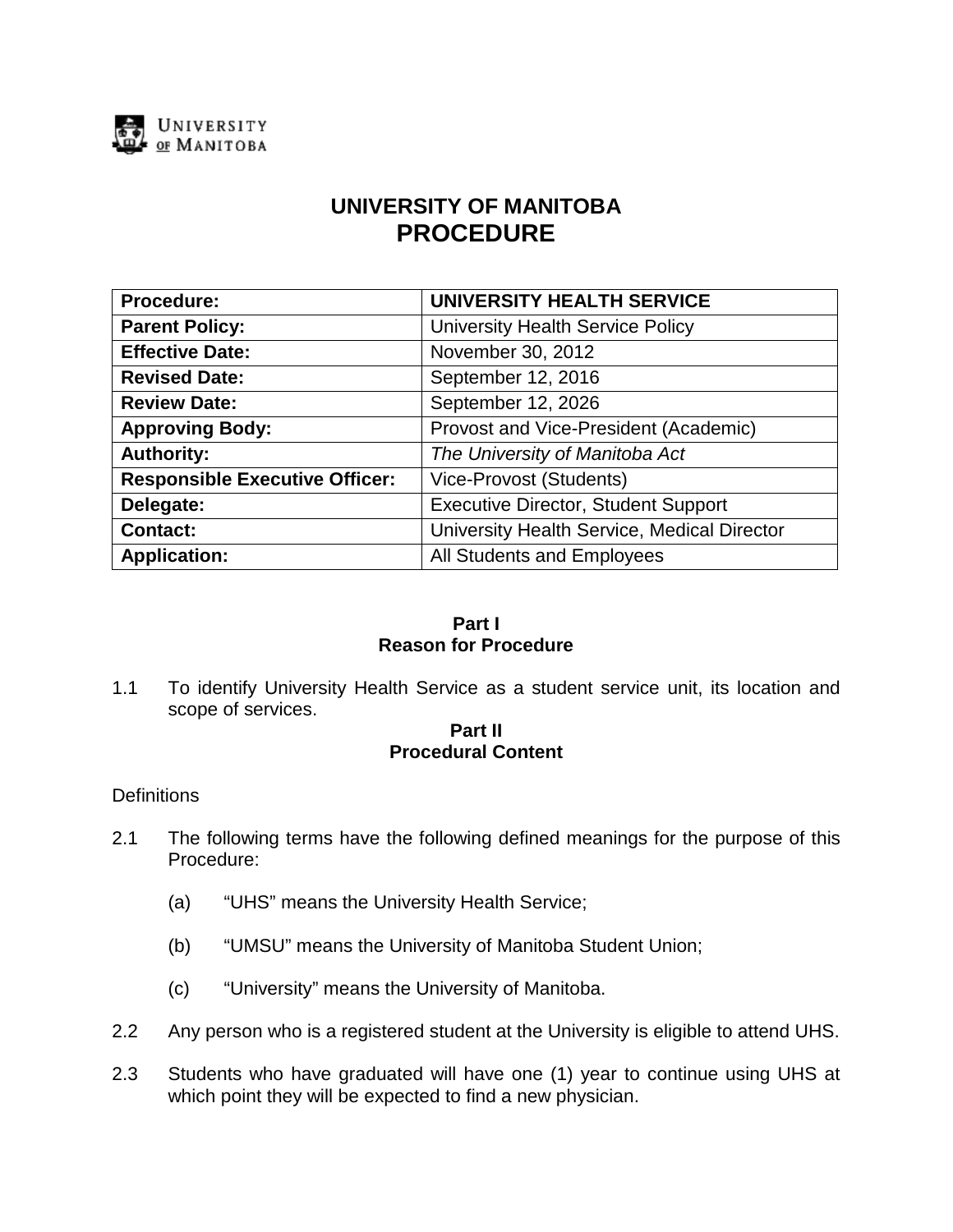UNIVERSITY OF MANITOBA

# UNIVERSITY OF MANITOBA
# PROCEDURE

| **Procedure:** | **UNIVERSITY HEALTH SERVICE** |
|---|---|
| **Parent Policy:** | University Health Service Policy |
| **Effective Date:** | November 30, 2012 |
| **Revised Date:** | September 12, 2016 |
| **Review Date:** | September 12, 2026 |
| **Approving Body:** | Provost and Vice-President (Academic) |
| **Authority:** | *The University of Manitoba Act* |
| **Responsible Executive Officer:** | Vice-Provost (Students) |
| **Delegate:** | Executive Director, Student Support |
| **Contact:** | University Health Service, Medical Director |
| **Application:** | All Students and Employees |

## Part I
## Reason for Procedure

1.1 To identify University Health Service as a student service unit, its location and scope of services.

## Part II
## Procedural Content

Definitions

2.1 The following terms have the following defined meanings for the purpose of this Procedure:

(a) "UHS" means the University Health Service;

(b) "UMSU" means the University of Manitoba Student Union;

(c) "University" means the University of Manitoba.

2.2 Any person who is a registered student at the University is eligible to attend UHS.

2.3 Students who have graduated will have one (1) year to continue using UHS at which point they will be expected to find a new physician.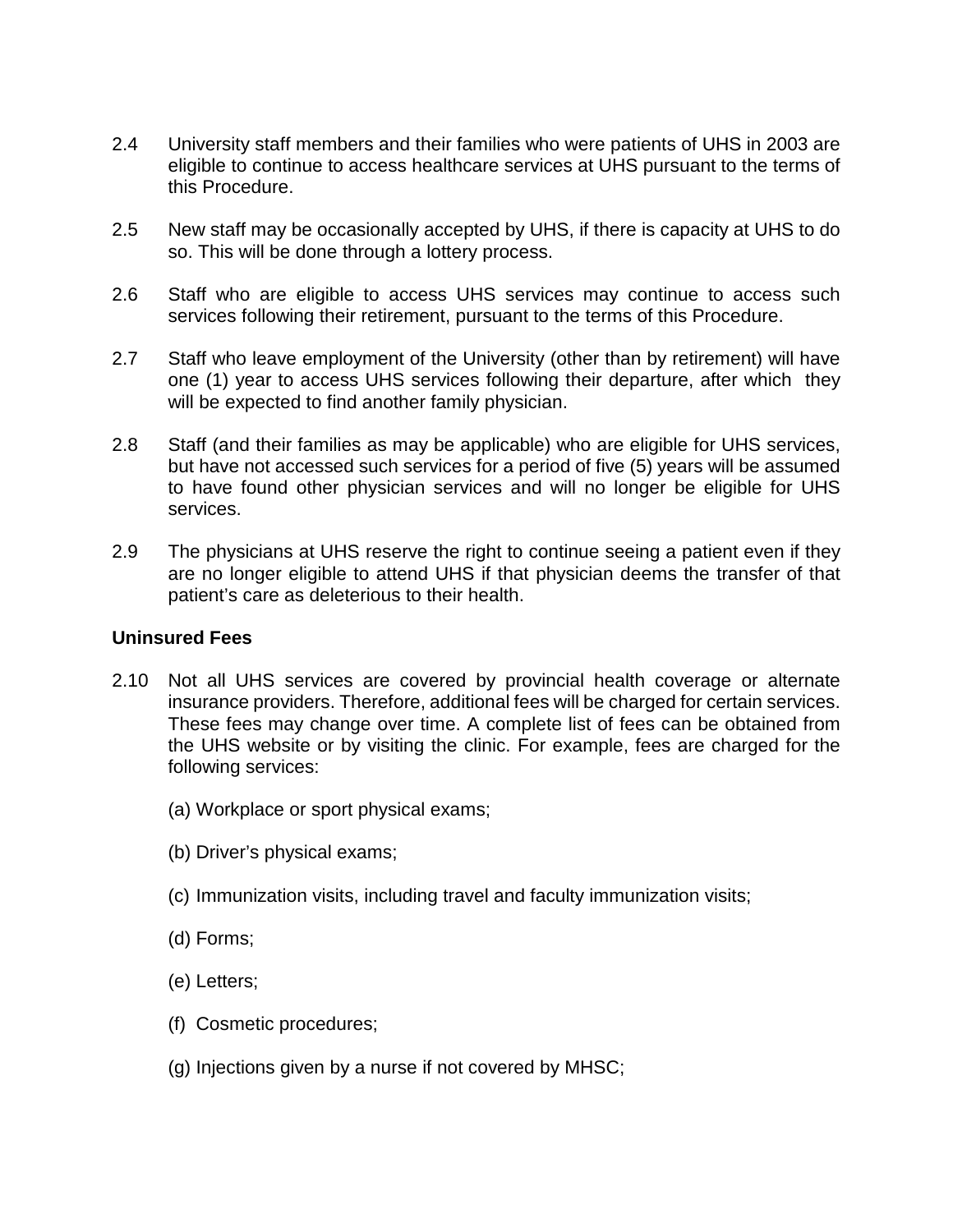2.4 University staff members and their families who were patients of UHS in 2003 are eligible to continue to access healthcare services at UHS pursuant to the terms of this Procedure.

2.5 New staff may be occasionally accepted by UHS, if there is capacity at UHS to do so. This will be done through a lottery process.

2.6 Staff who are eligible to access UHS services may continue to access such services following their retirement, pursuant to the terms of this Procedure.

2.7 Staff who leave employment of the University (other than by retirement) will have one (1) year to access UHS services following their departure, after which they will be expected to find another family physician.

2.8 Staff (and their families as may be applicable) who are eligible for UHS services, but have not accessed such services for a period of five (5) years will be assumed to have found other physician services and will no longer be eligible for UHS services.

2.9 The physicians at UHS reserve the right to continue seeing a patient even if they are no longer eligible to attend UHS if that physician deems the transfer of that patient's care as deleterious to their health.

**Uninsured Fees**

2.10 Not all UHS services are covered by provincial health coverage or alternate insurance providers. Therefore, additional fees will be charged for certain services. These fees may change over time. A complete list of fees can be obtained from the UHS website or by visiting the clinic. For example, fees are charged for the following services:

(a) Workplace or sport physical exams;

(b) Driver's physical exams;

(c) Immunization visits, including travel and faculty immunization visits;

(d) Forms;

(e) Letters;

(f) Cosmetic procedures;

(g) Injections given by a nurse if not covered by MHSC;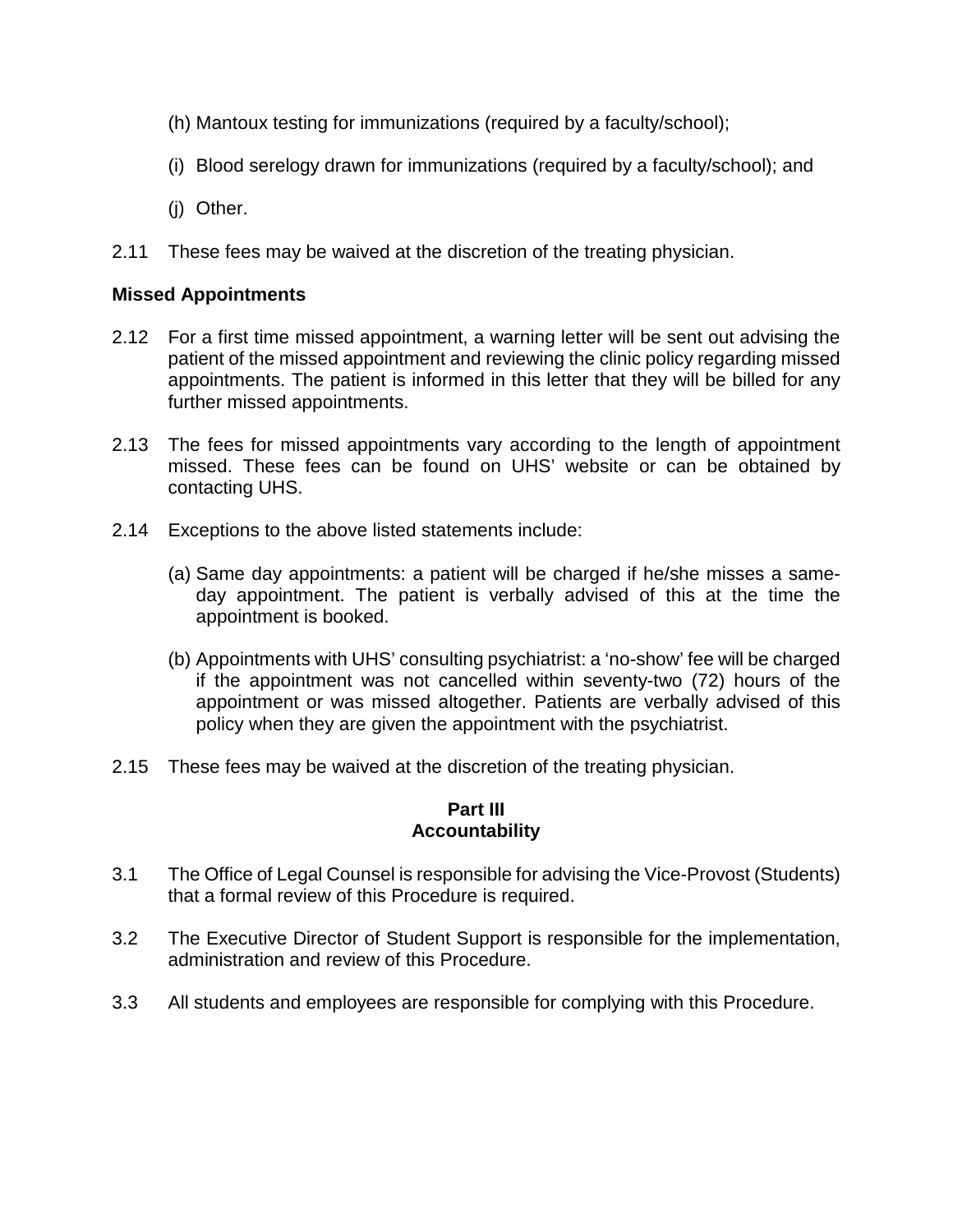(h) Mantoux testing for immunizations (required by a faculty/school);

(i) Blood serelogy drawn for immunizations (required by a faculty/school); and

(j) Other.

2.11 These fees may be waived at the discretion of the treating physician.

**Missed Appointments**

2.12 For a first time missed appointment, a warning letter will be sent out advising the patient of the missed appointment and reviewing the clinic policy regarding missed appointments. The patient is informed in this letter that they will be billed for any further missed appointments.

2.13 The fees for missed appointments vary according to the length of appointment missed. These fees can be found on UHS' website or can be obtained by contacting UHS.

2.14 Exceptions to the above listed statements include:

(a) Same day appointments: a patient will be charged if he/she misses a same-day appointment. The patient is verbally advised of this at the time the appointment is booked.

(b) Appointments with UHS' consulting psychiatrist: a 'no-show' fee will be charged if the appointment was not cancelled within seventy-two (72) hours of the appointment or was missed altogether. Patients are verbally advised of this policy when they are given the appointment with the psychiatrist.

2.15 These fees may be waived at the discretion of the treating physician.

## Part III
## Accountability

3.1 The Office of Legal Counsel is responsible for advising the Vice-Provost (Students) that a formal review of this Procedure is required.

3.2 The Executive Director of Student Support is responsible for the implementation, administration and review of this Procedure.

3.3 All students and employees are responsible for complying with this Procedure.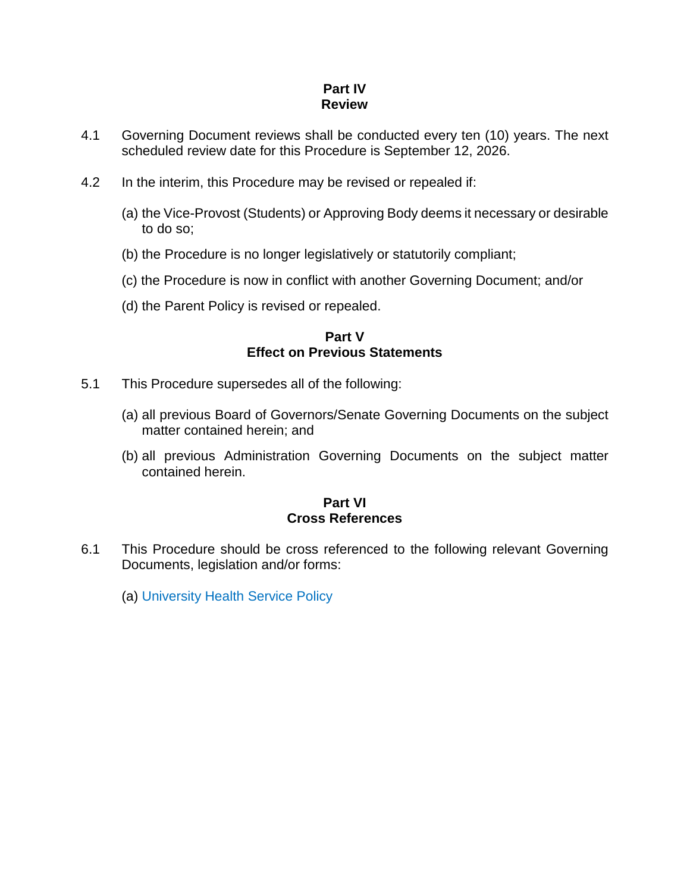## Part IV
## Review

4.1 Governing Document reviews shall be conducted every ten (10) years. The next scheduled review date for this Procedure is September 12, 2026.

4.2 In the interim, this Procedure may be revised or repealed if:

(a) the Vice-Provost (Students) or Approving Body deems it necessary or desirable to do so;

(b) the Procedure is no longer legislatively or statutorily compliant;

(c) the Procedure is now in conflict with another Governing Document; and/or

(d) the Parent Policy is revised or repealed.

## Part V
## Effect on Previous Statements

5.1 This Procedure supersedes all of the following:

(a) all previous Board of Governors/Senate Governing Documents on the subject matter contained herein; and

(b) all previous Administration Governing Documents on the subject matter contained herein.

## Part VI
## Cross References

6.1 This Procedure should be cross referenced to the following relevant Governing Documents, legislation and/or forms:

(a) University Health Service Policy